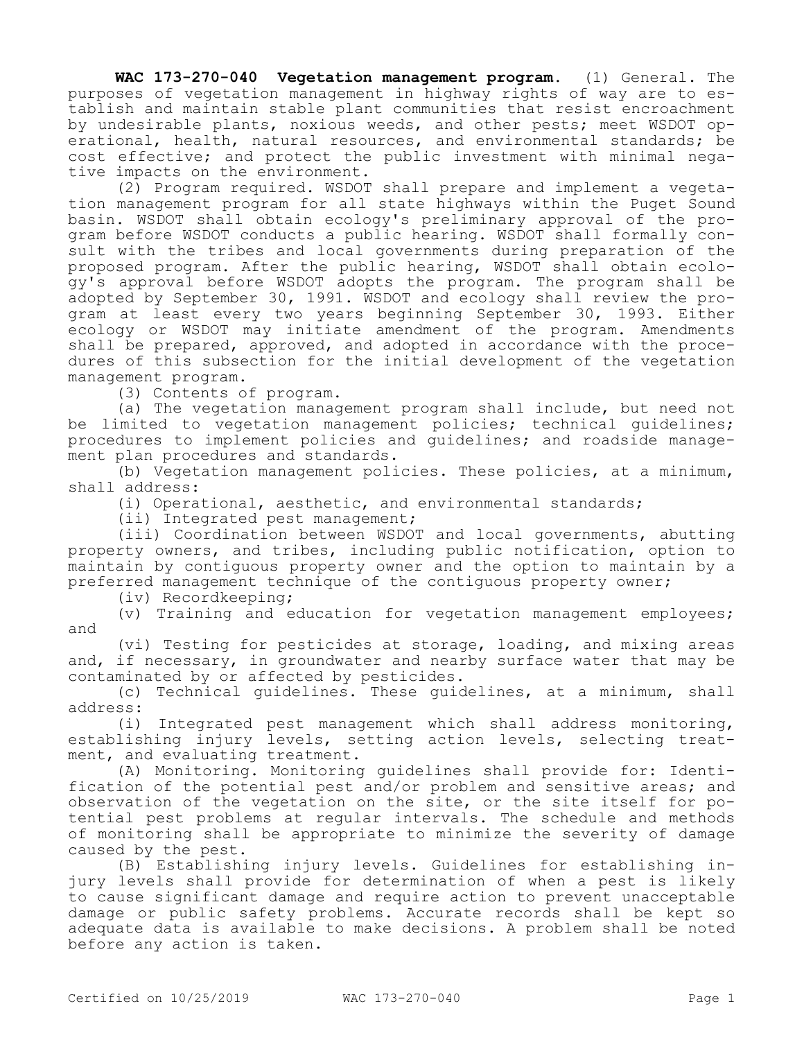**WAC 173-270-040 Vegetation management program.** (1) General. The purposes of vegetation management in highway rights of way are to establish and maintain stable plant communities that resist encroachment by undesirable plants, noxious weeds, and other pests; meet WSDOT operational, health, natural resources, and environmental standards; be cost effective; and protect the public investment with minimal negative impacts on the environment.

(2) Program required. WSDOT shall prepare and implement a vegetation management program for all state highways within the Puget Sound basin. WSDOT shall obtain ecology's preliminary approval of the program before WSDOT conducts a public hearing. WSDOT shall formally consult with the tribes and local governments during preparation of the proposed program. After the public hearing, WSDOT shall obtain ecology's approval before WSDOT adopts the program. The program shall be adopted by September 30, 1991. WSDOT and ecology shall review the program at least every two years beginning September 30, 1993. Either ecology or WSDOT may initiate amendment of the program. Amendments shall be prepared, approved, and adopted in accordance with the procedures of this subsection for the initial development of the vegetation management program.

(3) Contents of program.

(a) The vegetation management program shall include, but need not be limited to vegetation management policies; technical guidelines; procedures to implement policies and guidelines; and roadside management plan procedures and standards.

(b) Vegetation management policies. These policies, at a minimum, shall address:

(i) Operational, aesthetic, and environmental standards;

(ii) Integrated pest management;

(iii) Coordination between WSDOT and local governments, abutting property owners, and tribes, including public notification, option to maintain by contiguous property owner and the option to maintain by a preferred management technique of the contiguous property owner;

(iv) Recordkeeping;

(v) Training and education for vegetation management employees; and

(vi) Testing for pesticides at storage, loading, and mixing areas and, if necessary, in groundwater and nearby surface water that may be contaminated by or affected by pesticides.

(c) Technical guidelines. These guidelines, at a minimum, shall address:

(i) Integrated pest management which shall address monitoring, establishing injury levels, setting action levels, selecting treatment, and evaluating treatment.

(A) Monitoring. Monitoring guidelines shall provide for: Identification of the potential pest and/or problem and sensitive areas; and observation of the vegetation on the site, or the site itself for potential pest problems at regular intervals. The schedule and methods of monitoring shall be appropriate to minimize the severity of damage caused by the pest.

(B) Establishing injury levels. Guidelines for establishing injury levels shall provide for determination of when a pest is likely to cause significant damage and require action to prevent unacceptable damage or public safety problems. Accurate records shall be kept so adequate data is available to make decisions. A problem shall be noted before any action is taken.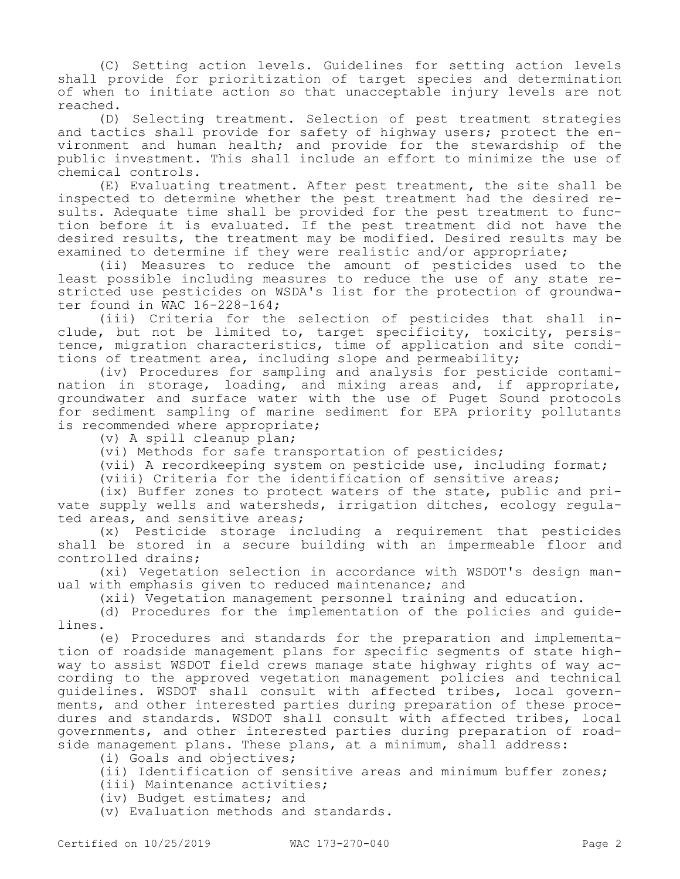(C) Setting action levels. Guidelines for setting action levels shall provide for prioritization of target species and determination of when to initiate action so that unacceptable injury levels are not reached.

(D) Selecting treatment. Selection of pest treatment strategies and tactics shall provide for safety of highway users; protect the environment and human health; and provide for the stewardship of the public investment. This shall include an effort to minimize the use of chemical controls.

(E) Evaluating treatment. After pest treatment, the site shall be inspected to determine whether the pest treatment had the desired results. Adequate time shall be provided for the pest treatment to function before it is evaluated. If the pest treatment did not have the desired results, the treatment may be modified. Desired results may be examined to determine if they were realistic and/or appropriate;

(ii) Measures to reduce the amount of pesticides used to the least possible including measures to reduce the use of any state restricted use pesticides on WSDA's list for the protection of groundwater found in WAC 16-228-164;

(iii) Criteria for the selection of pesticides that shall include, but not be limited to, target specificity, toxicity, persistence, migration characteristics, time of application and site conditions of treatment area, including slope and permeability;

(iv) Procedures for sampling and analysis for pesticide contamination in storage, loading, and mixing areas and, if appropriate, groundwater and surface water with the use of Puget Sound protocols for sediment sampling of marine sediment for EPA priority pollutants is recommended where appropriate;

(v) A spill cleanup plan;

(vi) Methods for safe transportation of pesticides;

(vii) A recordkeeping system on pesticide use, including format;

(viii) Criteria for the identification of sensitive areas;

(ix) Buffer zones to protect waters of the state, public and private supply wells and watersheds, irrigation ditches, ecology regulated areas, and sensitive areas;

(x) Pesticide storage including a requirement that pesticides shall be stored in a secure building with an impermeable floor and controlled drains;

(xi) Vegetation selection in accordance with WSDOT's design manual with emphasis given to reduced maintenance; and

(xii) Vegetation management personnel training and education.

(d) Procedures for the implementation of the policies and guidelines.

(e) Procedures and standards for the preparation and implementation of roadside management plans for specific segments of state highway to assist WSDOT field crews manage state highway rights of way according to the approved vegetation management policies and technical guidelines. WSDOT shall consult with affected tribes, local governments, and other interested parties during preparation of these procedures and standards. WSDOT shall consult with affected tribes, local governments, and other interested parties during preparation of roadside management plans. These plans, at a minimum, shall address:

(i) Goals and objectives;

(ii) Identification of sensitive areas and minimum buffer zones;

(iii) Maintenance activities;

(iv) Budget estimates; and

(v) Evaluation methods and standards.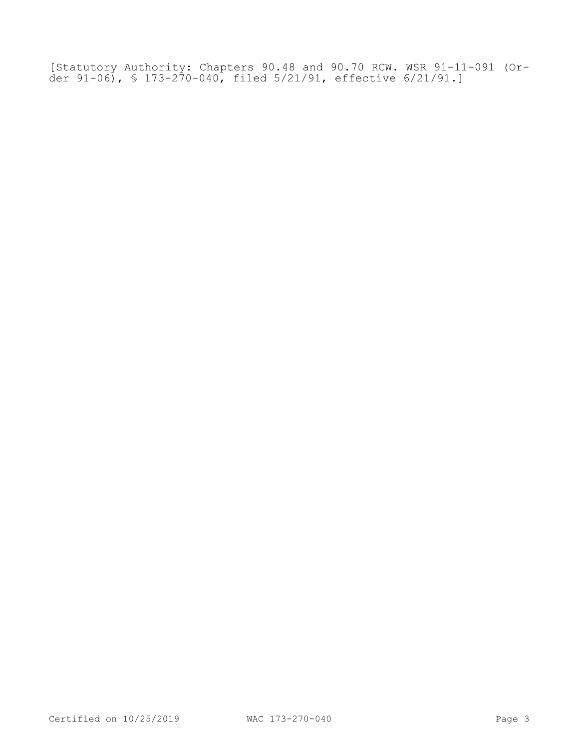[Statutory Authority: Chapters 90.48 and 90.70 RCW. WSR 91-11-091 (Order 91-06), § 173-270-040, filed 5/21/91, effective 6/21/91.]